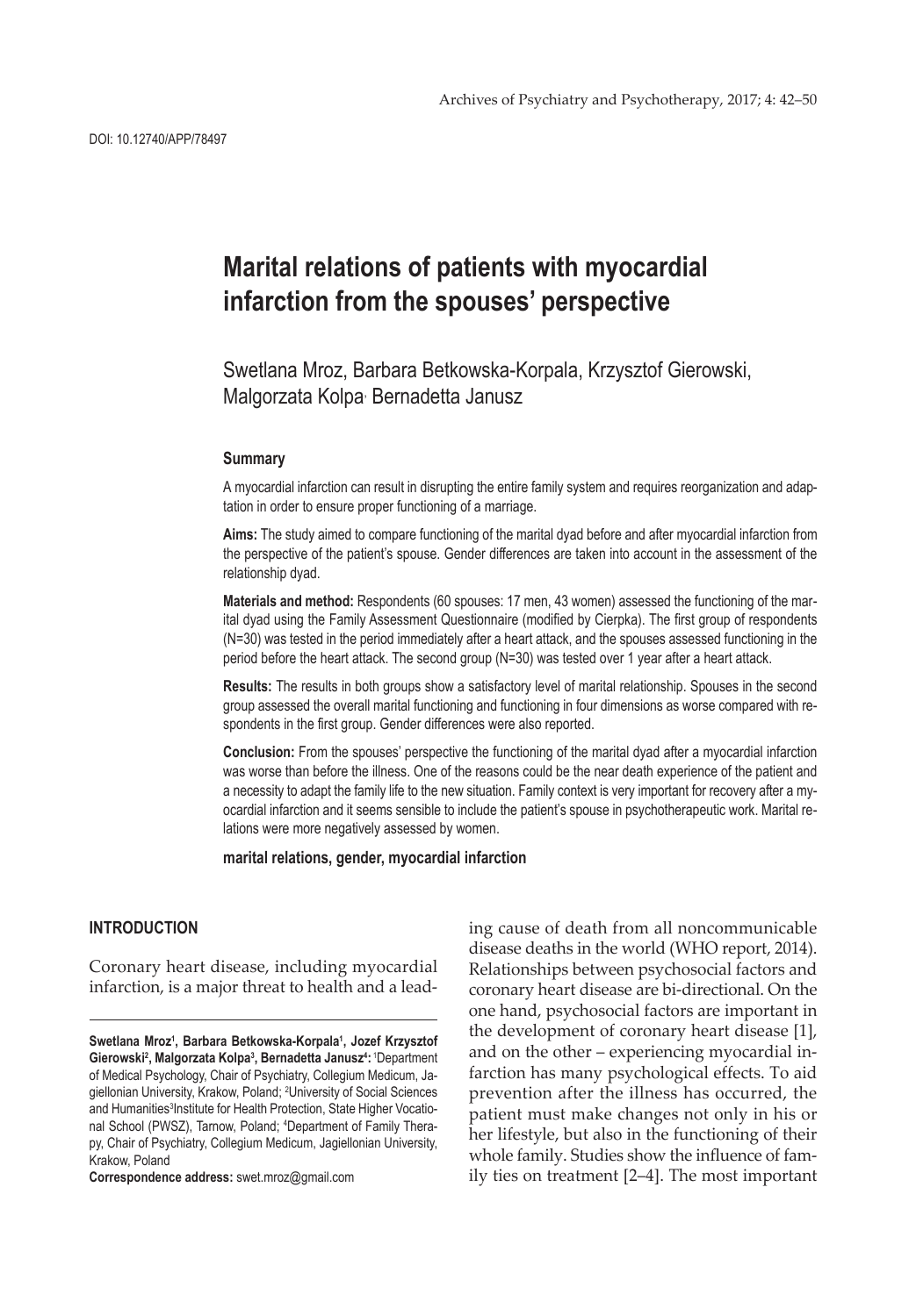DOI: 10.12740/APP/78497

# Marital relations of patients with myocardial infarction from the spouses' perspective

Swetlana Mroz, Barbara Betkowska-Korpala, Krzysztof Gierowski, Malgorzata Kolpa, Bernadetta Janusz

### Summary

A myocardial infarction can result in disrupting the entire family system and requires reorganization and adaptation in order to ensure proper functioning of a marriage.

**Aims:** The study aimed to compare functioning of the marital dyad before and after myocardial infarction from the perspective of the patient's spouse. Gender differences are taken into account in the assessment of the relationship dyad.

**Materials and method:** Respondents (60 spouses: 17 men, 43 women) assessed the functioning of the marital dyad using the Family Assessment Questionnaire (modified by Cierpka). The first group of respondents (N=30) was tested in the period immediately after a heart attack, and the spouses assessed functioning in the period before the heart attack. The second group (N=30) was tested over 1 year after a heart attack.

**Results:** The results in both groups show a satisfactory level of marital relationship. Spouses in the second group assessed the overall marital functioning and functioning in four dimensions as worse compared with respondents in the first group. Gender differences were also reported.

**Conclusion:** From the spouses' perspective the functioning of the marital dyad after a myocardial infarction was worse than before the illness. One of the reasons could be the near death experience of the patient and a necessity to adapt the family life to the new situation. Family context is very important for recovery after a myocardial infarction and it seems sensible to include the patient's spouse in psychotherapeutic work. Marital relations were more negatively assessed by women.

**marital relations, gender, myocardial infarction**

## INTRODUCTION

Coronary heart disease, including myocardial infarction, is a major threat to health and a leading cause of death from all noncommunicable disease deaths in the world (WHO report, 2014). Relationships between psychosocial factors and coronary heart disease are bi-directional. On the one hand, psychosocial factors are important in the development of coronary heart disease [1], and on the other – experiencing myocardial infarction has many psychological effects. To aid prevention after the illness has occurred, the patient must make changes not only in his or her lifestyle, but also in the functioning of their whole family. Studies show the influence of family ties on treatment [2–4]. The most important

---

**Swetlana Mroz[1], Barbara Betkowska-Korpala[1], Jozef Krzysztof Gierowski[2], Malgorzata Kolpa[3], Bernadetta Janusz[4]:** [1]Department of Medical Psychology, Chair of Psychiatry, Collegium Medicum, Jagiellonian University, Krakow, Poland; [2]University of Social Sciences and Humanities [3]Institute for Health Protection, State Higher Vocational School (PWSZ), Tarnow, Poland; [4]Department of Family Therapy, Chair of Psychiatry, Collegium Medicum, Jagiellonian University, Krakow, Poland

**Correspondence address:** swet.mroz@gmail.com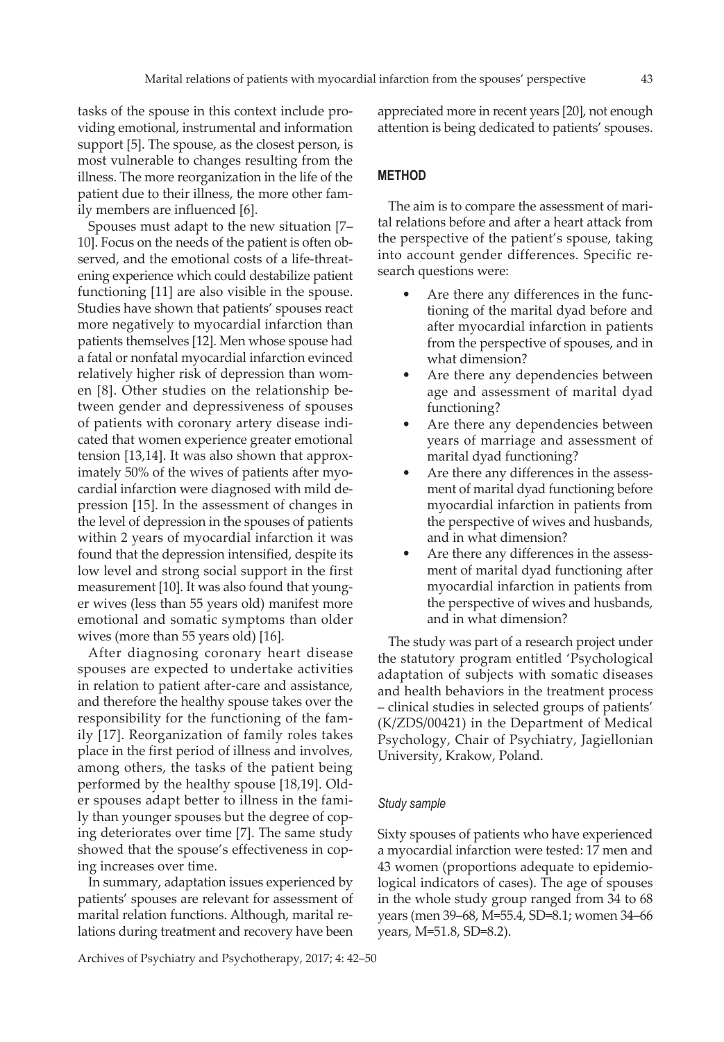tasks of the spouse in this context include providing emotional, instrumental and information support [5]. The spouse, as the closest person, is most vulnerable to changes resulting from the illness. The more reorganization in the life of the patient due to their illness, the more other family members are influenced [6].

Spouses must adapt to the new situation [7–10]. Focus on the needs of the patient is often observed, and the emotional costs of a life-threatening experience which could destabilize patient functioning [11] are also visible in the spouse. Studies have shown that patients' spouses react more negatively to myocardial infarction than patients themselves [12]. Men whose spouse had a fatal or nonfatal myocardial infarction evinced relatively higher risk of depression than women [8]. Other studies on the relationship between gender and depressiveness of spouses of patients with coronary artery disease indicated that women experience greater emotional tension [13,14]. It was also shown that approximately 50% of the wives of patients after myocardial infarction were diagnosed with mild depression [15]. In the assessment of changes in the level of depression in the spouses of patients within 2 years of myocardial infarction it was found that the depression intensified, despite its low level and strong social support in the first measurement [10]. It was also found that younger wives (less than 55 years old) manifest more emotional and somatic symptoms than older wives (more than 55 years old) [16].

After diagnosing coronary heart disease spouses are expected to undertake activities in relation to patient after-care and assistance, and therefore the healthy spouse takes over the responsibility for the functioning of the family [17]. Reorganization of family roles takes place in the first period of illness and involves, among others, the tasks of the patient being performed by the healthy spouse [18,19]. Older spouses adapt better to illness in the family than younger spouses but the degree of coping deteriorates over time [7]. The same study showed that the spouse's effectiveness in coping increases over time.

In summary, adaptation issues experienced by patients' spouses are relevant for assessment of marital relation functions. Although, marital relations during treatment and recovery have been appreciated more in recent years [20], not enough attention is being dedicated to patients' spouses.

## METHOD

The aim is to compare the assessment of marital relations before and after a heart attack from the perspective of the patient's spouse, taking into account gender differences. Specific research questions were:

- Are there any differences in the functioning of the marital dyad before and after myocardial infarction in patients from the perspective of spouses, and in what dimension?
- Are there any dependencies between age and assessment of marital dyad functioning?
- Are there any dependencies between years of marriage and assessment of marital dyad functioning?
- Are there any differences in the assessment of marital dyad functioning before myocardial infarction in patients from the perspective of wives and husbands, and in what dimension?
- Are there any differences in the assessment of marital dyad functioning after myocardial infarction in patients from the perspective of wives and husbands, and in what dimension?

The study was part of a research project under the statutory program entitled 'Psychological adaptation of subjects with somatic diseases and health behaviors in the treatment process – clinical studies in selected groups of patients' (K/ZDS/00421) in the Department of Medical Psychology, Chair of Psychiatry, Jagiellonian University, Krakow, Poland.

### *Study sample*

Sixty spouses of patients who have experienced a myocardial infarction were tested: 17 men and 43 women (proportions adequate to epidemiological indicators of cases). The age of spouses in the whole study group ranged from 34 to 68 years (men 39–68, M=55.4, SD=8.1; women 34–66 years, M=51.8, SD=8.2).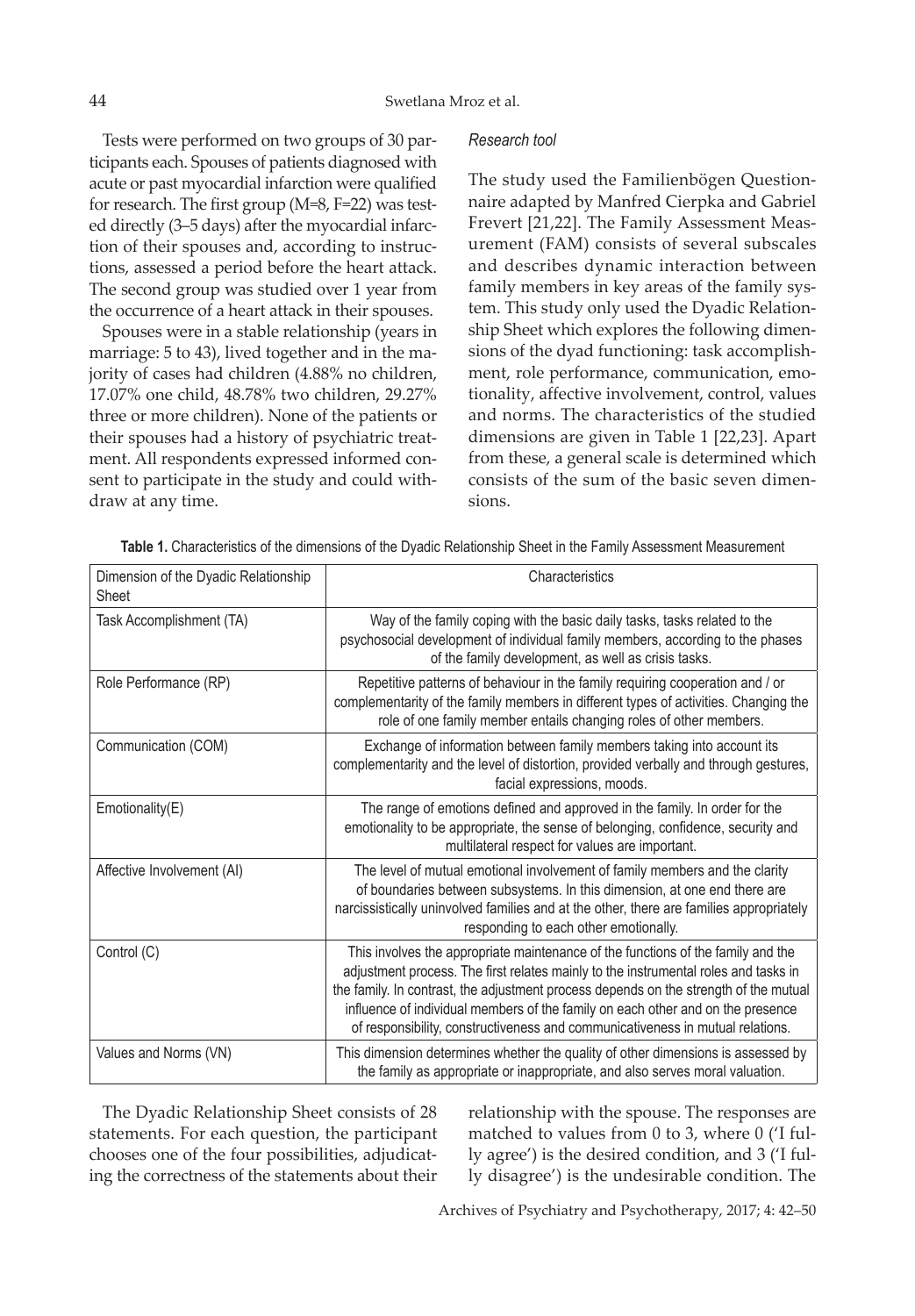Tests were performed on two groups of 30 participants each. Spouses of patients diagnosed with acute or past myocardial infarction were qualified for research. The first group (M=8, F=22) was tested directly (3–5 days) after the myocardial infarction of their spouses and, according to instructions, assessed a period before the heart attack. The second group was studied over 1 year from the occurrence of a heart attack in their spouses.

Spouses were in a stable relationship (years in marriage: 5 to 43), lived together and in the majority of cases had children (4.88% no children, 17.07% one child, 48.78% two children, 29.27% three or more children). None of the patients or their spouses had a history of psychiatric treatment. All respondents expressed informed consent to participate in the study and could withdraw at any time.

### *Research tool*

The study used the Familienbögen Questionnaire adapted by Manfred Cierpka and Gabriel Frevert [21,22]. The Family Assessment Measurement (FAM) consists of several subscales and describes dynamic interaction between family members in key areas of the family system. This study only used the Dyadic Relationship Sheet which explores the following dimensions of the dyad functioning: task accomplishment, role performance, communication, emotionality, affective involvement, control, values and norms. The characteristics of the studied dimensions are given in Table 1 [22,23]. Apart from these, a general scale is determined which consists of the sum of the basic seven dimensions.

**Table 1.** Characteristics of the dimensions of the Dyadic Relationship Sheet in the Family Assessment Measurement

| Dimension of the Dyadic Relationship Sheet | Characteristics |
|---|---|
| Task Accomplishment (TA) | Way of the family coping with the basic daily tasks, tasks related to the psychosocial development of individual family members, according to the phases of the family development, as well as crisis tasks. |
| Role Performance (RP) | Repetitive patterns of behaviour in the family requiring cooperation and / or complementarity of the family members in different types of activities. Changing the role of one family member entails changing roles of other members. |
| Communication (COM) | Exchange of information between family members taking into account its complementarity and the level of distortion, provided verbally and through gestures, facial expressions, moods. |
| Emotionality(E) | The range of emotions defined and approved in the family. In order for the emotionality to be appropriate, the sense of belonging, confidence, security and multilateral respect for values are important. |
| Affective Involvement (AI) | The level of mutual emotional involvement of family members and the clarity of boundaries between subsystems. In this dimension, at one end there are narcissistically uninvolved families and at the other, there are families appropriately responding to each other emotionally. |
| Control (C) | This involves the appropriate maintenance of the functions of the family and the adjustment process. The first relates mainly to the instrumental roles and tasks in the family. In contrast, the adjustment process depends on the strength of the mutual influence of individual members of the family on each other and on the presence of responsibility, constructiveness and communicativeness in mutual relations. |
| Values and Norms (VN) | This dimension determines whether the quality of other dimensions is assessed by the family as appropriate or inappropriate, and also serves moral valuation. |

The Dyadic Relationship Sheet consists of 28 statements. For each question, the participant chooses one of the four possibilities, adjudicating the correctness of the statements about their relationship with the spouse. The responses are matched to values from 0 to 3, where 0 ('I fully agree') is the desired condition, and 3 ('I fully disagree') is the undesirable condition. The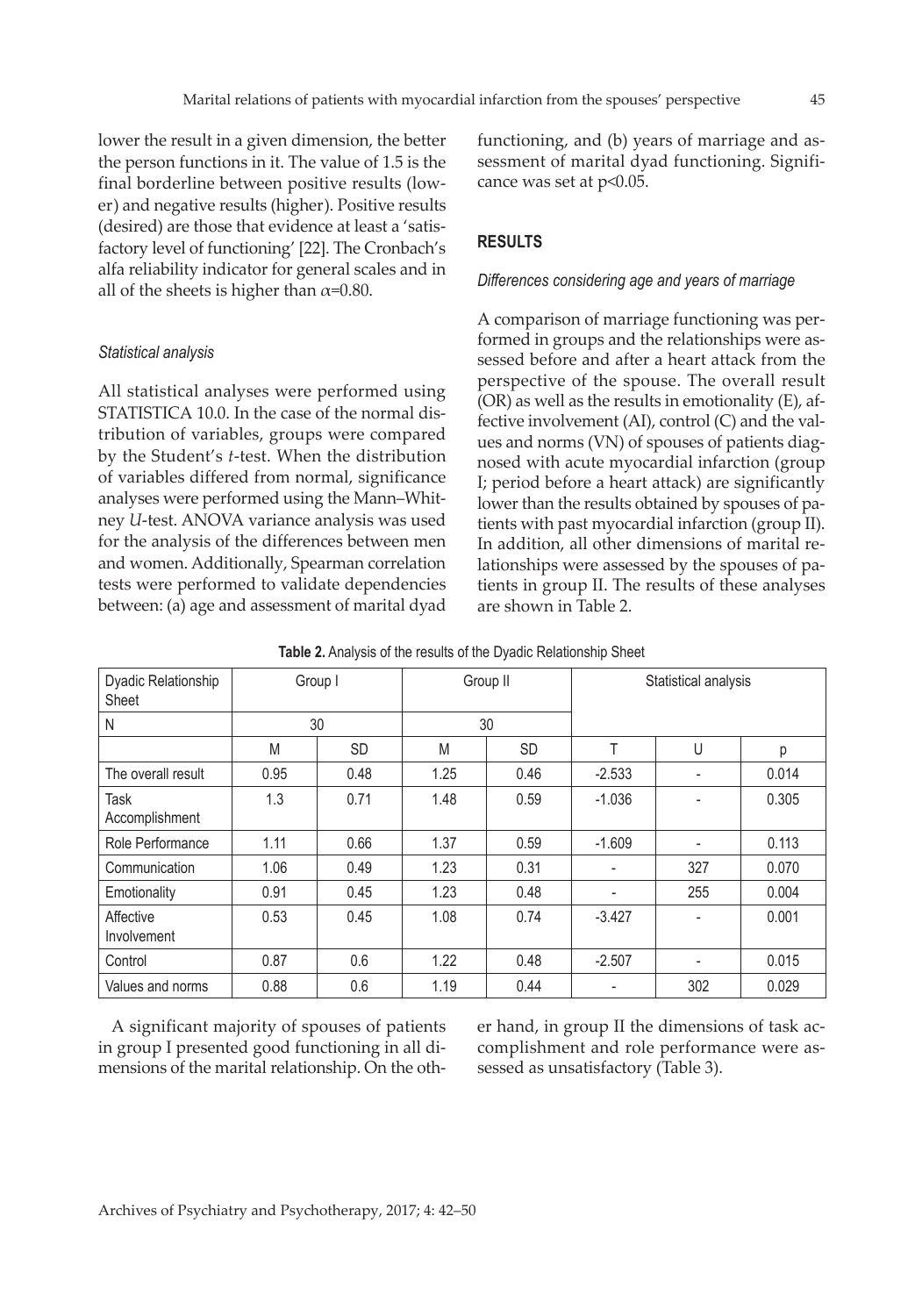lower the result in a given dimension, the better the person functions in it. The value of 1.5 is the final borderline between positive results (lower) and negative results (higher). Positive results (desired) are those that evidence at least a 'satisfactory level of functioning' [22]. The Cronbach's alfa reliability indicator for general scales and in all of the sheets is higher than $\alpha$=0.80.

### *Statistical analysis*

All statistical analyses were performed using STATISTICA 10.0. In the case of the normal distribution of variables, groups were compared by the Student's *t*-test. When the distribution of variables differed from normal, significance analyses were performed using the Mann–Whitney *U*-test. ANOVA variance analysis was used for the analysis of the differences between men and women. Additionally, Spearman correlation tests were performed to validate dependencies between: (a) age and assessment of marital dyad functioning, and (b) years of marriage and assessment of marital dyad functioning. Significance was set at $p<0.05$.

## RESULTS

### *Differences considering age and years of marriage*

A comparison of marriage functioning was performed in groups and the relationships were assessed before and after a heart attack from the perspective of the spouse. The overall result (OR) as well as the results in emotionality (E), affective involvement (AI), control (C) and the values and norms (VN) of spouses of patients diagnosed with acute myocardial infarction (group I; period before a heart attack) are significantly lower than the results obtained by spouses of patients with past myocardial infarction (group II). In addition, all other dimensions of marital relationships were assessed by the spouses of patients in group II. The results of these analyses are shown in Table 2.

**Table 2.** Analysis of the results of the Dyadic Relationship Sheet

| Dyadic Relationship Sheet | Group I | | Group II | | Statistical analysis | | |
|---|---|---|---|---|---|---|---|
| N | 30 | | 30 | | | | |
| | M | SD | M | SD | T | U | p |
| The overall result | 0.95 | 0.48 | 1.25 | 0.46 | -2.533 | - | 0.014 |
| Task Accomplishment | 1.3 | 0.71 | 1.48 | 0.59 | -1.036 | - | 0.305 |
| Role Performance | 1.11 | 0.66 | 1.37 | 0.59 | -1.609 | - | 0.113 |
| Communication | 1.06 | 0.49 | 1.23 | 0.31 | - | 327 | 0.070 |
| Emotionality | 0.91 | 0.45 | 1.23 | 0.48 | - | 255 | 0.004 |
| Affective Involvement | 0.53 | 0.45 | 1.08 | 0.74 | -3.427 | - | 0.001 |
| Control | 0.87 | 0.6 | 1.22 | 0.48 | -2.507 | - | 0.015 |
| Values and norms | 0.88 | 0.6 | 1.19 | 0.44 | - | 302 | 0.029 |

A significant majority of spouses of patients in group I presented good functioning in all dimensions of the marital relationship. On the other hand, in group II the dimensions of task accomplishment and role performance were assessed as unsatisfactory (Table 3).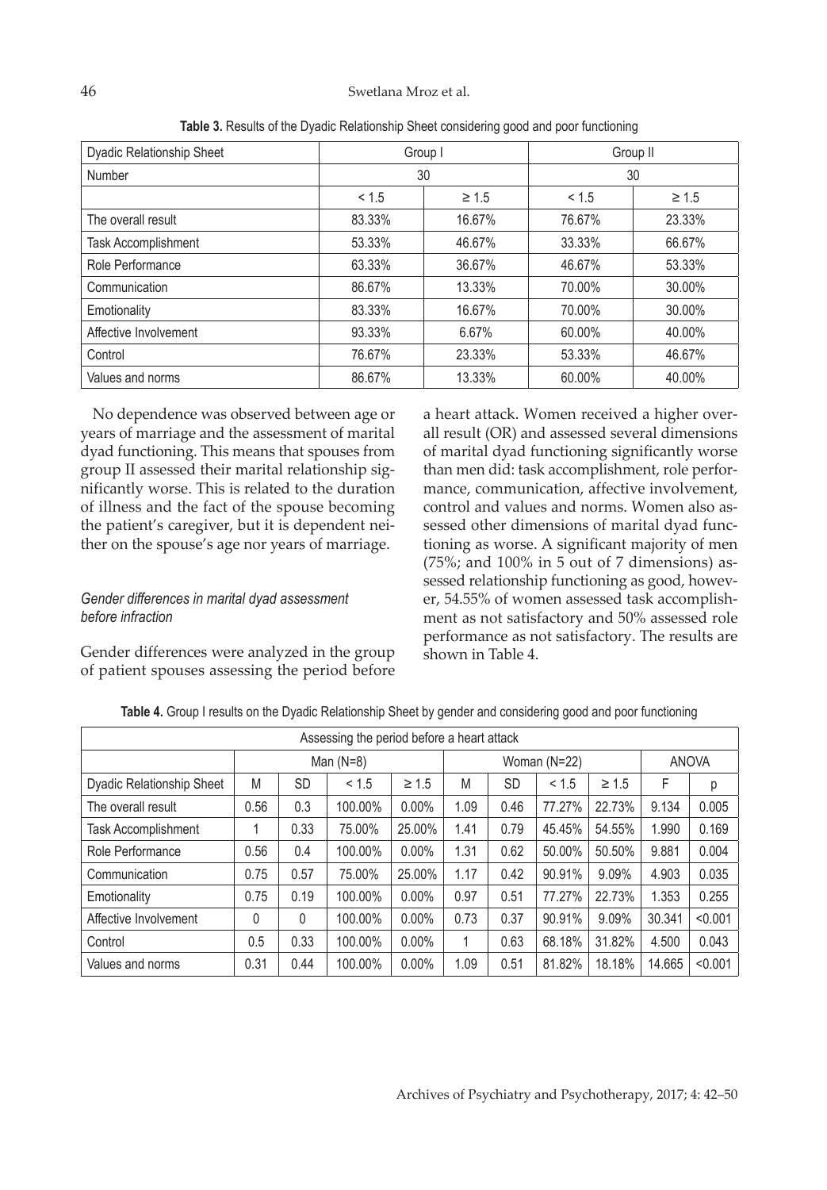**Table 3.** Results of the Dyadic Relationship Sheet considering good and poor functioning

| Dyadic Relationship Sheet | Group I | | Group II | |
|---|---|---|---|---|
| Number | 30 | | 30 | |
| | < 1.5 | ≥ 1.5 | < 1.5 | ≥ 1.5 |
| The overall result | 83.33% | 16.67% | 76.67% | 23.33% |
| Task Accomplishment | 53.33% | 46.67% | 33.33% | 66.67% |
| Role Performance | 63.33% | 36.67% | 46.67% | 53.33% |
| Communication | 86.67% | 13.33% | 70.00% | 30.00% |
| Emotionality | 83.33% | 16.67% | 70.00% | 30.00% |
| Affective Involvement | 93.33% | 6.67% | 60.00% | 40.00% |
| Control | 76.67% | 23.33% | 53.33% | 46.67% |
| Values and norms | 86.67% | 13.33% | 60.00% | 40.00% |

No dependence was observed between age or years of marriage and the assessment of marital dyad functioning. This means that spouses from group II assessed their marital relationship significantly worse. This is related to the duration of illness and the fact of the spouse becoming the patient's caregiver, but it is dependent neither on the spouse's age nor years of marriage.

### *Gender differences in marital dyad assessment before infraction*

Gender differences were analyzed in the group of patient spouses assessing the period before a heart attack. Women received a higher overall result (OR) and assessed several dimensions of marital dyad functioning significantly worse than men did: task accomplishment, role performance, communication, affective involvement, control and values and norms. Women also assessed other dimensions of marital dyad functioning as worse. A significant majority of men (75%; and 100% in 5 out of 7 dimensions) assessed relationship functioning as good, however, 54.55% of women assessed task accomplishment as not satisfactory and 50% assessed role performance as not satisfactory. The results are shown in Table 4.

**Table 4.** Group I results on the Dyadic Relationship Sheet by gender and considering good and poor functioning

| Assessing the period before a heart attack | | | | | | | | | | |
|---|---|---|---|---|---|---|---|---|---|---|
| | Man (N=8) | | | | Woman (N=22) | | | | ANOVA | |
| Dyadic Relationship Sheet | M | SD | < 1.5 | ≥ 1.5 | M | SD | < 1.5 | ≥ 1.5 | F | p |
| The overall result | 0.56 | 0.3 | 100.00% | 0.00% | 1.09 | 0.46 | 77.27% | 22.73% | 9.134 | 0.005 |
| Task Accomplishment | 1 | 0.33 | 75.00% | 25.00% | 1.41 | 0.79 | 45.45% | 54.55% | 1.990 | 0.169 |
| Role Performance | 0.56 | 0.4 | 100.00% | 0.00% | 1.31 | 0.62 | 50.00% | 50.50% | 9.881 | 0.004 |
| Communication | 0.75 | 0.57 | 75.00% | 25.00% | 1.17 | 0.42 | 90.91% | 9.09% | 4.903 | 0.035 |
| Emotionality | 0.75 | 0.19 | 100.00% | 0.00% | 0.97 | 0.51 | 77.27% | 22.73% | 1.353 | 0.255 |
| Affective Involvement | 0 | 0 | 100.00% | 0.00% | 0.73 | 0.37 | 90.91% | 9.09% | 30.341 | <0.001 |
| Control | 0.5 | 0.33 | 100.00% | 0.00% | 1 | 0.63 | 68.18% | 31.82% | 4.500 | 0.043 |
| Values and norms | 0.31 | 0.44 | 100.00% | 0.00% | 1.09 | 0.51 | 81.82% | 18.18% | 14.665 | <0.001 |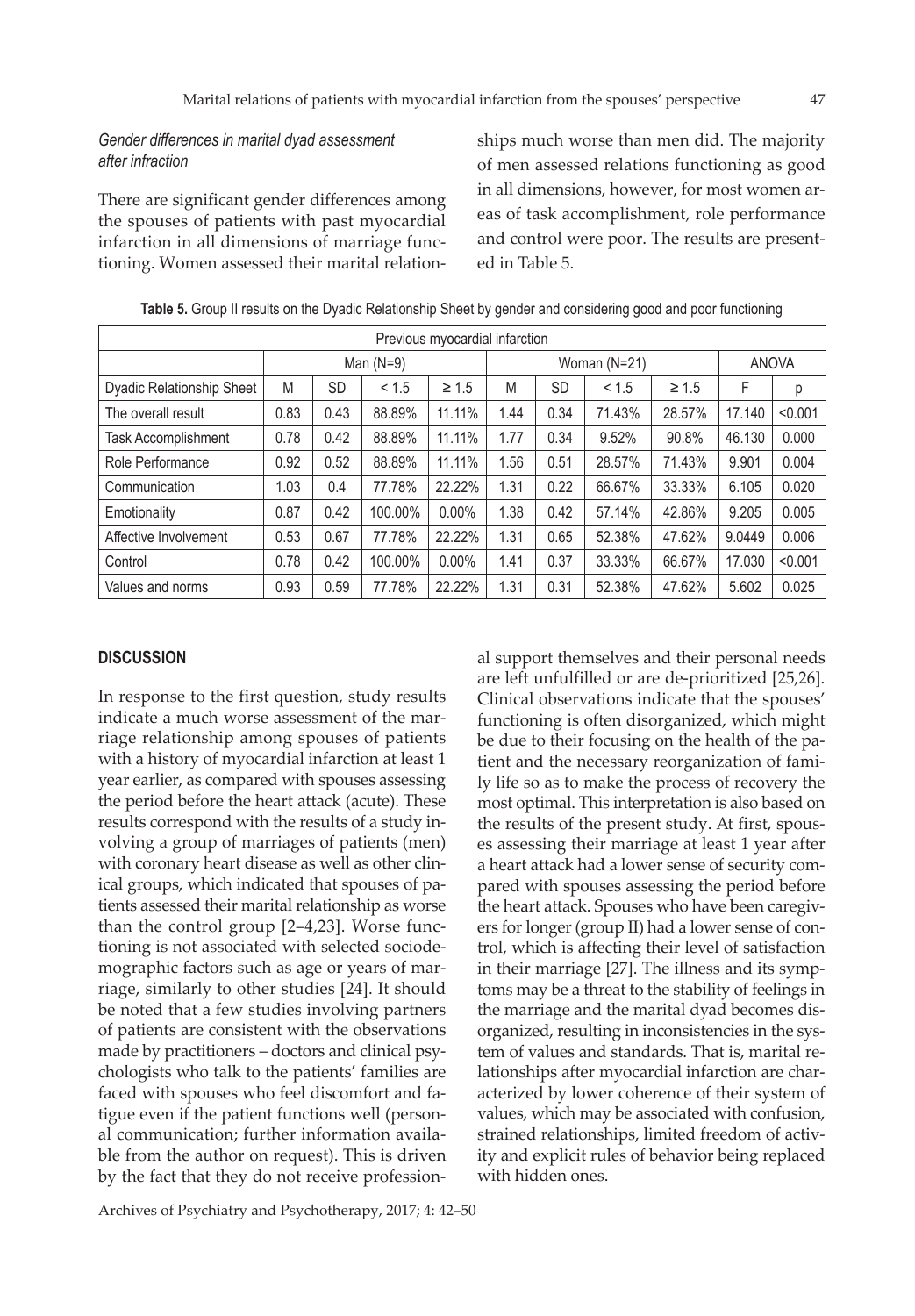### *Gender differences in marital dyad assessment after infraction*

There are significant gender differences among the spouses of patients with past myocardial infarction in all dimensions of marriage functioning. Women assessed their marital relationships much worse than men did. The majority of men assessed relations functioning as good in all dimensions, however, for most women areas of task accomplishment, role performance and control were poor. The results are presented in Table 5.

**Table 5.** Group II results on the Dyadic Relationship Sheet by gender and considering good and poor functioning

| Previous myocardial infarction | | | | | | | | | | |
|---|---|---|---|---|---|---|---|---|---|---|
| | Man (N=9) | | | | Woman (N=21) | | | | ANOVA | |
| Dyadic Relationship Sheet | M | SD | < 1.5 | ≥ 1.5 | M | SD | < 1.5 | ≥ 1.5 | F | p |
| The overall result | 0.83 | 0.43 | 88.89% | 11.11% | 1.44 | 0.34 | 71.43% | 28.57% | 17.140 | <0.001 |
| Task Accomplishment | 0.78 | 0.42 | 88.89% | 11.11% | 1.77 | 0.34 | 9.52% | 90.8% | 46.130 | 0.000 |
| Role Performance | 0.92 | 0.52 | 88.89% | 11.11% | 1.56 | 0.51 | 28.57% | 71.43% | 9.901 | 0.004 |
| Communication | 1.03 | 0.4 | 77.78% | 22.22% | 1.31 | 0.22 | 66.67% | 33.33% | 6.105 | 0.020 |
| Emotionality | 0.87 | 0.42 | 100.00% | 0.00% | 1.38 | 0.42 | 57.14% | 42.86% | 9.205 | 0.005 |
| Affective Involvement | 0.53 | 0.67 | 77.78% | 22.22% | 1.31 | 0.65 | 52.38% | 47.62% | 9.0449 | 0.006 |
| Control | 0.78 | 0.42 | 100.00% | 0.00% | 1.41 | 0.37 | 33.33% | 66.67% | 17.030 | <0.001 |
| Values and norms | 0.93 | 0.59 | 77.78% | 22.22% | 1.31 | 0.31 | 52.38% | 47.62% | 5.602 | 0.025 |

## DISCUSSION

In response to the first question, study results indicate a much worse assessment of the marriage relationship among spouses of patients with a history of myocardial infarction at least 1 year earlier, as compared with spouses assessing the period before the heart attack (acute). These results correspond with the results of a study involving a group of marriages of patients (men) with coronary heart disease as well as other clinical groups, which indicated that spouses of patients assessed their marital relationship as worse than the control group [2–4,23]. Worse functioning is not associated with selected sociodemographic factors such as age or years of marriage, similarly to other studies [24]. It should be noted that a few studies involving partners of patients are consistent with the observations made by practitioners – doctors and clinical psychologists who talk to the patients' families are faced with spouses who feel discomfort and fatigue even if the patient functions well (personal communication; further information available from the author on request). This is driven by the fact that they do not receive professional support themselves and their personal needs are left unfulfilled or are de-prioritized [25,26]. Clinical observations indicate that the spouses' functioning is often disorganized, which might be due to their focusing on the health of the patient and the necessary reorganization of family life so as to make the process of recovery the most optimal. This interpretation is also based on the results of the present study. At first, spouses assessing their marriage at least 1 year after a heart attack had a lower sense of security compared with spouses assessing the period before the heart attack. Spouses who have been caregivers for longer (group II) had a lower sense of control, which is affecting their level of satisfaction in their marriage [27]. The illness and its symptoms may be a threat to the stability of feelings in the marriage and the marital dyad becomes disorganized, resulting in inconsistencies in the system of values and standards. That is, marital relationships after myocardial infarction are characterized by lower coherence of their system of values, which may be associated with confusion, strained relationships, limited freedom of activity and explicit rules of behavior being replaced with hidden ones.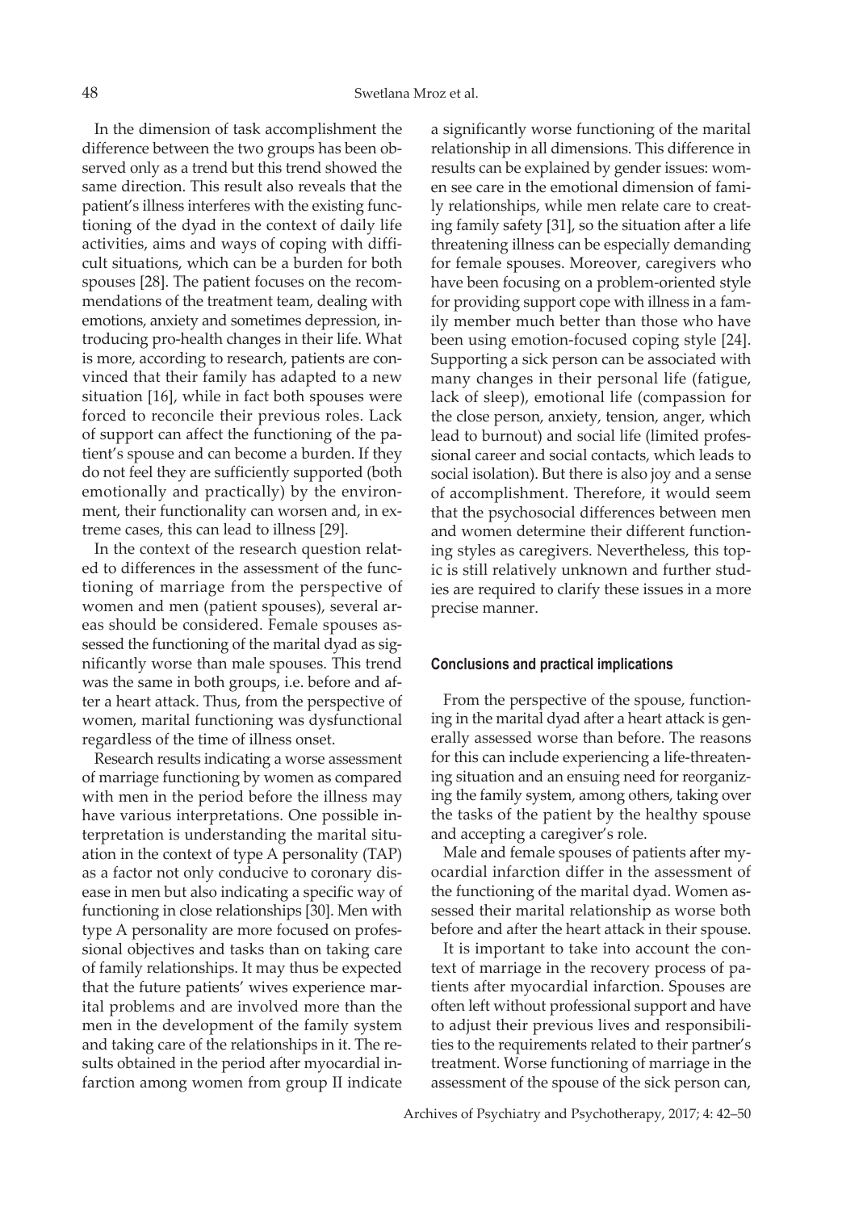In the dimension of task accomplishment the difference between the two groups has been observed only as a trend but this trend showed the same direction. This result also reveals that the patient's illness interferes with the existing functioning of the dyad in the context of daily life activities, aims and ways of coping with difficult situations, which can be a burden for both spouses [28]. The patient focuses on the recommendations of the treatment team, dealing with emotions, anxiety and sometimes depression, introducing pro-health changes in their life. What is more, according to research, patients are convinced that their family has adapted to a new situation [16], while in fact both spouses were forced to reconcile their previous roles. Lack of support can affect the functioning of the patient's spouse and can become a burden. If they do not feel they are sufficiently supported (both emotionally and practically) by the environment, their functionality can worsen and, in extreme cases, this can lead to illness [29].

In the context of the research question related to differences in the assessment of the functioning of marriage from the perspective of women and men (patient spouses), several areas should be considered. Female spouses assessed the functioning of the marital dyad as significantly worse than male spouses. This trend was the same in both groups, i.e. before and after a heart attack. Thus, from the perspective of women, marital functioning was dysfunctional regardless of the time of illness onset.

Research results indicating a worse assessment of marriage functioning by women as compared with men in the period before the illness may have various interpretations. One possible interpretation is understanding the marital situation in the context of type A personality (TAP) as a factor not only conducive to coronary disease in men but also indicating a specific way of functioning in close relationships [30]. Men with type A personality are more focused on professional objectives and tasks than on taking care of family relationships. It may thus be expected that the future patients' wives experience marital problems and are involved more than the men in the development of the family system and taking care of the relationships in it. The results obtained in the period after myocardial infarction among women from group II indicate a significantly worse functioning of the marital relationship in all dimensions. This difference in results can be explained by gender issues: women see care in the emotional dimension of family relationships, while men relate care to creating family safety [31], so the situation after a life threatening illness can be especially demanding for female spouses. Moreover, caregivers who have been focusing on a problem-oriented style for providing support cope with illness in a family member much better than those who have been using emotion-focused coping style [24]. Supporting a sick person can be associated with many changes in their personal life (fatigue, lack of sleep), emotional life (compassion for the close person, anxiety, tension, anger, which lead to burnout) and social life (limited professional career and social contacts, which leads to social isolation). But there is also joy and a sense of accomplishment. Therefore, it would seem that the psychosocial differences between men and women determine their different functioning styles as caregivers. Nevertheless, this topic is still relatively unknown and further studies are required to clarify these issues in a more precise manner.

## Conclusions and practical implications

From the perspective of the spouse, functioning in the marital dyad after a heart attack is generally assessed worse than before. The reasons for this can include experiencing a life-threatening situation and an ensuing need for reorganizing the family system, among others, taking over the tasks of the patient by the healthy spouse and accepting a caregiver's role.

Male and female spouses of patients after myocardial infarction differ in the assessment of the functioning of the marital dyad. Women assessed their marital relationship as worse both before and after the heart attack in their spouse.

It is important to take into account the context of marriage in the recovery process of patients after myocardial infarction. Spouses are often left without professional support and have to adjust their previous lives and responsibilities to the requirements related to their partner's treatment. Worse functioning of marriage in the assessment of the spouse of the sick person can,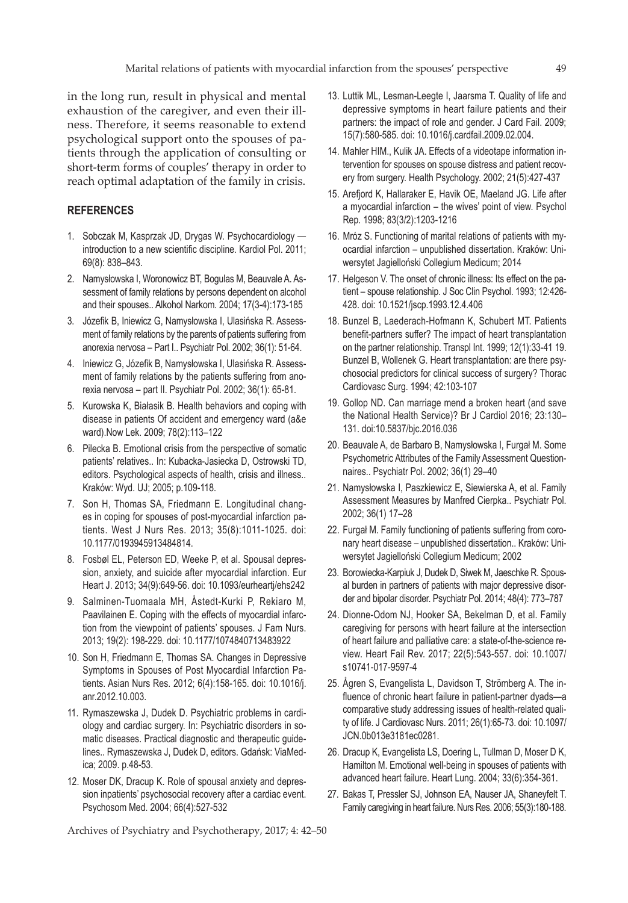in the long run, result in physical and mental exhaustion of the caregiver, and even their illness. Therefore, it seems reasonable to extend psychological support onto the spouses of patients through the application of consulting or short-term forms of couples' therapy in order to reach optimal adaptation of the family in crisis.

## REFERENCES

1. Sobczak M, Kasprzak JD, Drygas W. Psychocardiology — introduction to a new scientific discipline. Kardiol Pol. 2011; 69(8): 838–843.
2. Namysłowska I, Woronowicz BT, Bogulas M, Beauvale A. Assessment of family relations by persons dependent on alcohol and their spouses.. Alkohol Narkom. 2004; 17(3-4):173-185
3. Józefik B, Iniewicz G, Namysłowska I, Ulasińska R. Assessment of family relations by the parents of patients suffering from anorexia nervosa – Part I.. Psychiatr Pol. 2002; 36(1): 51-64.
4. Iniewicz G, Józefik B, Namysłowska I, Ulasińska R. Assessment of family relations by the patients suffering from anorexia nervosa – part II. Psychiatr Pol. 2002; 36(1): 65-81.
5. Kurowska K, Białasik B. Health behaviors and coping with disease in patients Of accident and emergency ward (a&e ward).Now Lek. 2009; 78(2):113–122
6. Pilecka B. Emotional crisis from the perspective of somatic patients' relatives.. In: Kubacka-Jasiecka D, Ostrowski TD, editors. Psychological aspects of health, crisis and illness.. Kraków: Wyd. UJ; 2005; p.109-118.
7. Son H, Thomas SA, Friedmann E. Longitudinal changes in coping for spouses of post-myocardial infarction patients. West J Nurs Res. 2013; 35(8):1011-1025. doi: 10.1177/0193945913484814.
8. Fosbøl EL, Peterson ED, Weeke P, et al. Spousal depression, anxiety, and suicide after myocardial infarction. Eur Heart J. 2013; 34(9):649-56. doi: 10.1093/eurheartj/ehs242
9. Salminen-Tuomaala MH, Åstedt-Kurki P, Rekiaro M, Paavilainen E. Coping with the effects of myocardial infarction from the viewpoint of patients' spouses. J Fam Nurs. 2013; 19(2): 198-229. doi: 10.1177/1074840713483922
10. Son H, Friedmann E, Thomas SA. Changes in Depressive Symptoms in Spouses of Post Myocardial Infarction Patients. Asian Nurs Res. 2012; 6(4):158-165. doi: 10.1016/j.anr.2012.10.003.
11. Rymaszewska J, Dudek D. Psychiatric problems in cardiology and cardiac surgery. In: Psychiatric disorders in somatic diseases. Practical diagnostic and therapeutic guidelines.. Rymaszewska J, Dudek D, editors. Gdańsk: ViaMedica; 2009. p.48-53.
12. Moser DK, Dracup K. Role of spousal anxiety and depression inpatients' psychosocial recovery after a cardiac event. Psychosom Med. 2004; 66(4):527-532
13. Luttik ML, Lesman-Leegte I, Jaarsma T. Quality of life and depressive symptoms in heart failure patients and their partners: the impact of role and gender. J Card Fail. 2009; 15(7):580-585. doi: 10.1016/j.cardfail.2009.02.004.
14. Mahler HIM., Kulik JA. Effects of a videotape information intervention for spouses on spouse distress and patient recovery from surgery. Health Psychology. 2002; 21(5):427-437
15. Arefjord K, Hallaraker E, Havik OE, Maeland JG. Life after a myocardial infarction – the wives' point of view. Psychol Rep. 1998; 83(3/2):1203-1216
16. Mróz S. Functioning of marital relations of patients with myocardial infarction – unpublished dissertation. Kraków: Uniwersytet Jagielloński Collegium Medicum; 2014
17. Helgeson V. The onset of chronic illness: Its effect on the patient – spouse relationship. J Soc Clin Psychol. 1993; 12:426-428. doi: 10.1521/jscp.1993.12.4.406
18. Bunzel B, Laederach-Hofmann K, Schubert MT. Patients benefit-partners suffer? The impact of heart transplantation on the partner relationship. Transpl Int. 1999; 12(1):33-41 19. Bunzel B, Wollenek G. Heart transplantation: are there psychosocial predictors for clinical success of surgery? Thorac Cardiovasc Surg. 1994; 42:103-107
19. Gollop ND. Can marriage mend a broken heart (and save the National Health Service)? Br J Cardiol 2016; 23:130–131. doi:10.5837/bjc.2016.036
20. Beauvale A, de Barbaro B, Namysłowska I, Furgał M. Some Psychometric Attributes of the Family Assessment Questionnaires.. Psychiatr Pol. 2002; 36(1) 29–40
21. Namysłowska I, Paszkiewicz E, Siewierska A, et al. Family Assessment Measures by Manfred Cierpka.. Psychiatr Pol. 2002; 36(1) 17–28
22. Furgał M. Family functioning of patients suffering from coronary heart disease – unpublished dissertation.. Kraków: Uniwersytet Jagielloński Collegium Medicum; 2002
23. Borowiecka-Karpiuk J, Dudek D, Siwek M, Jaeschke R. Spousal burden in partners of patients with major depressive disorder and bipolar disorder. Psychiatr Pol. 2014; 48(4): 773–787
24. Dionne-Odom NJ, Hooker SA, Bekelman D, et al. Family caregiving for persons with heart failure at the intersection of heart failure and palliative care: a state-of-the-science review. Heart Fail Rev. 2017; 22(5):543-557. doi: 10.1007/s10741-017-9597-4
25. Ågren S, Evangelista L, Davidson T, Strömberg A. The influence of chronic heart failure in patient-partner dyads—a comparative study addressing issues of health-related quality of life. J Cardiovasc Nurs. 2011; 26(1):65-73. doi: 10.1097/JCN.0b013e3181ec0281.
26. Dracup K, Evangelista LS, Doering L, Tullman D, Moser D K, Hamilton M. Emotional well-being in spouses of patients with advanced heart failure. Heart Lung. 2004; 33(6):354-361.
27. Bakas T, Pressler SJ, Johnson EA, Nauser JA, Shaneyfelt T. Family caregiving in heart failure. Nurs Res. 2006; 55(3):180-188.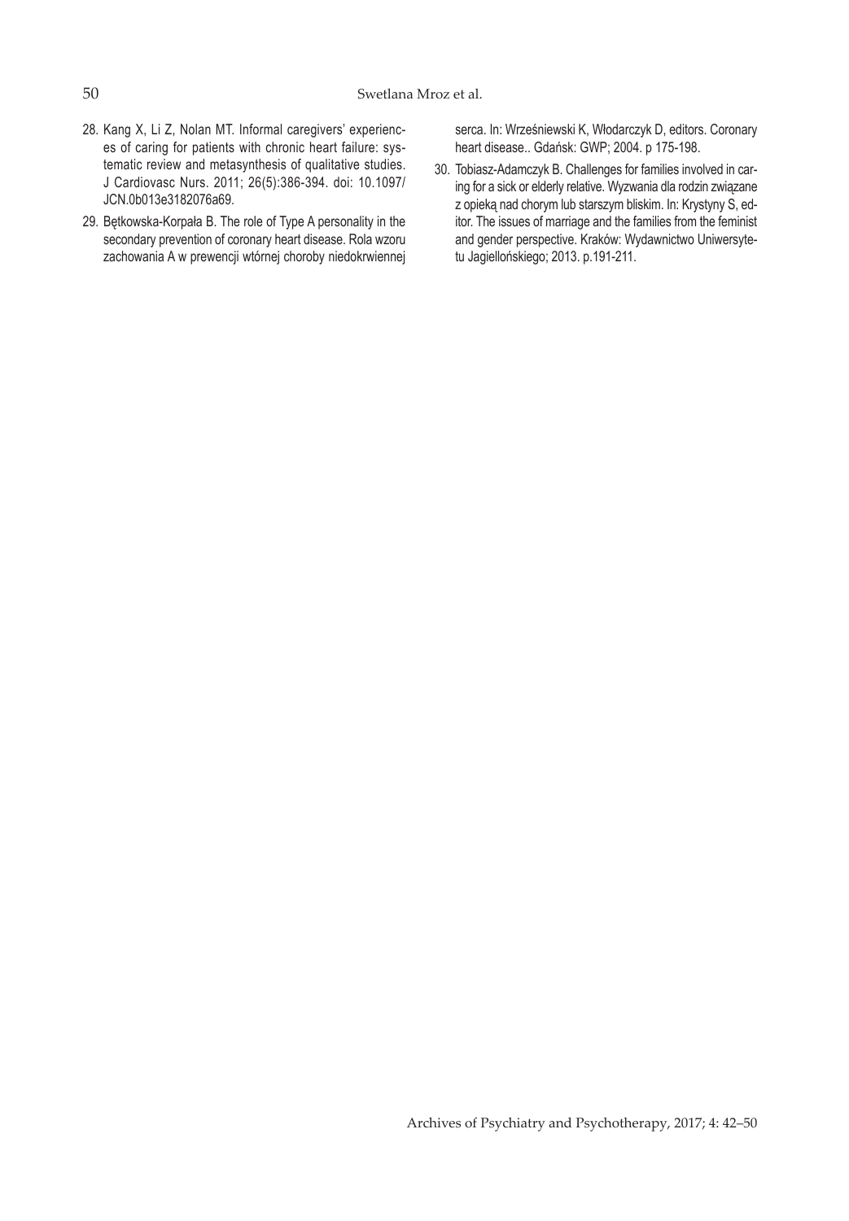28. Kang X, Li Z, Nolan MT. Informal caregivers' experiences of caring for patients with chronic heart failure: systematic review and metasynthesis of qualitative studies. J Cardiovasc Nurs. 2011; 26(5):386-394. doi: 10.1097/JCN.0b013e3182076a69.
29. Bętkowska-Korpała B. The role of Type A personality in the secondary prevention of coronary heart disease. Rola wzoru zachowania A w prewencji wtórnej choroby niedokrwiennej serca. In: Wrześniewski K, Włodarczyk D, editors. Coronary heart disease.. Gdańsk: GWP; 2004. p 175-198.
30. Tobiasz-Adamczyk B. Challenges for families involved in caring for a sick or elderly relative. Wyzwania dla rodzin związane z opieką nad chorym lub starszym bliskim. In: Krystyny S, editor. The issues of marriage and the families from the feminist and gender perspective. Kraków: Wydawnictwo Uniwersytetu Jagiellońskiego; 2013. p.191-211.